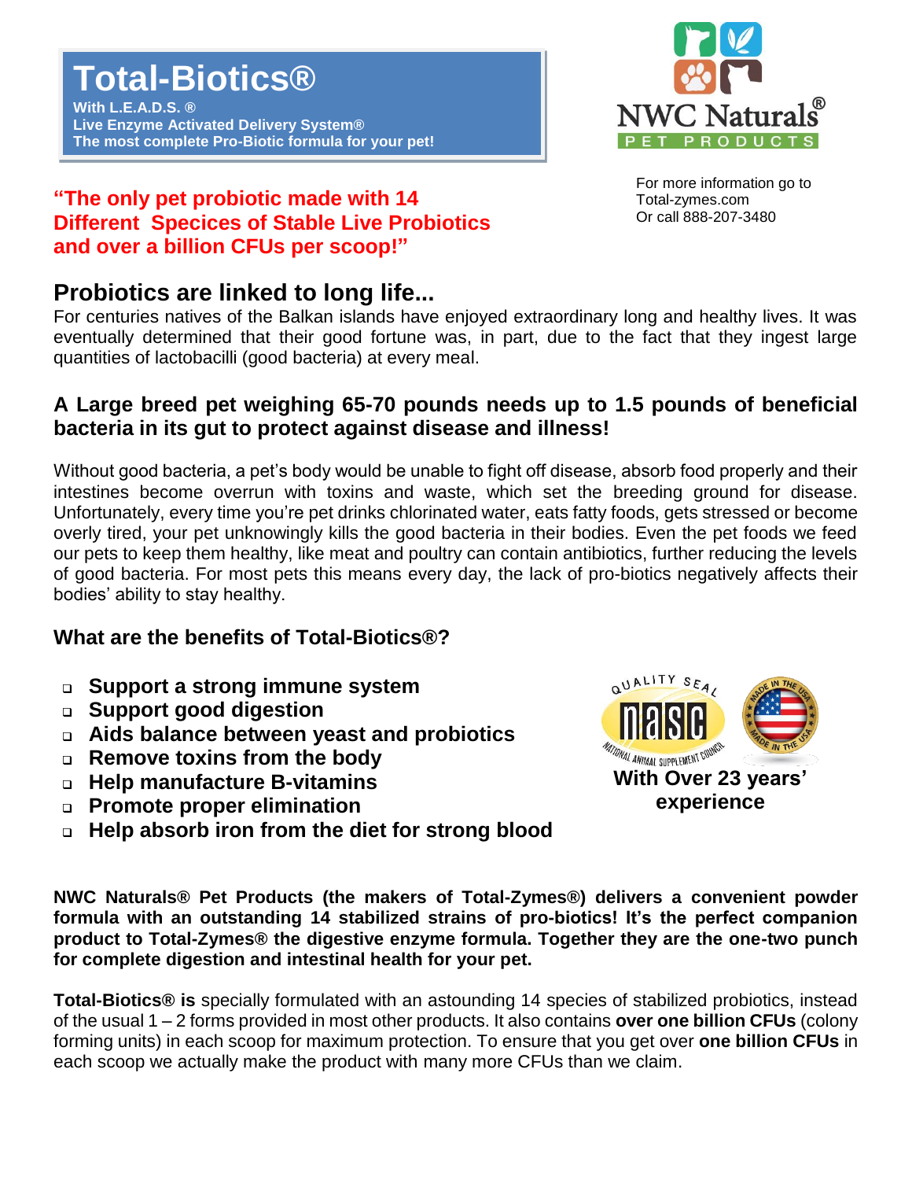# Total-Biotics®

**With L.E.A.D.S. ®**
**Live Enzyme Activated Delivery System®**
**The most complete Pro-Biotic formula for your pet!**

NWC Naturals® PET PRODUCTS

For more information go to Total-zymes.com
Or call 888-207-3480

**"The only pet probiotic made with 14 Different Species of Stable Live Probiotics and over a billion CFUs per scoop!"**

## Probiotics are linked to long life...

For centuries natives of the Balkan islands have enjoyed extraordinary long and healthy lives. It was eventually determined that their good fortune was, in part, due to the fact that they ingest large quantities of lactobacilli (good bacteria) at every meal.

### A Large breed pet weighing 65-70 pounds needs up to 1.5 pounds of beneficial bacteria in its gut to protect against disease and illness!

Without good bacteria, a pet's body would be unable to fight off disease, absorb food properly and their intestines become overrun with toxins and waste, which set the breeding ground for disease. Unfortunately, every time you're pet drinks chlorinated water, eats fatty foods, gets stressed or become overly tired, your pet unknowingly kills the good bacteria in their bodies. Even the pet foods we feed our pets to keep them healthy, like meat and poultry can contain antibiotics, further reducing the levels of good bacteria. For most pets this means every day, the lack of pro-biotics negatively affects their bodies' ability to stay healthy.

### What are the benefits of Total-Biotics®?

- **Support a strong immune system**
- **Support good digestion**
- **Aids balance between yeast and probiotics**
- **Remove toxins from the body**
- **Help manufacture B-vitamins**
- **Promote proper elimination**
- **Help absorb iron from the diet for strong blood**

QUALITY SEAL nasc NATIONAL ANIMAL SUPPLEMENT COUNCIL

MADE IN THE USA

**With Over 23 years' experience**

**NWC Naturals® Pet Products (the makers of Total-Zymes®) delivers a convenient powder formula with an outstanding 14 stabilized strains of pro-biotics! It's the perfect companion product to Total-Zymes® the digestive enzyme formula. Together they are the one-two punch for complete digestion and intestinal health for your pet.**

**Total-Biotics® is** specially formulated with an astounding 14 species of stabilized probiotics, instead of the usual 1 – 2 forms provided in most other products. It also contains **over one billion CFUs** (colony forming units) in each scoop for maximum protection. To ensure that you get over **one billion CFUs** in each scoop we actually make the product with many more CFUs than we claim.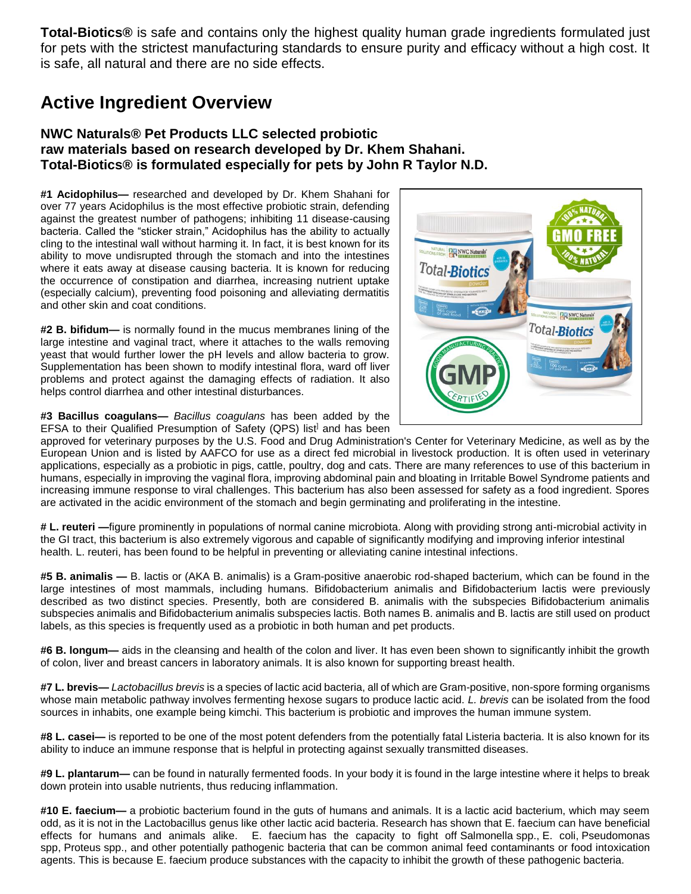**Total-Biotics®** is safe and contains only the highest quality human grade ingredients formulated just for pets with the strictest manufacturing standards to ensure purity and efficacy without a high cost. It is safe, all natural and there are no side effects.

## Active Ingredient Overview

### NWC Naturals® Pet Products LLC selected probiotic raw materials based on research developed by Dr. Khem Shahani. Total-Biotics® is formulated especially for pets by John R Taylor N.D.

**#1 Acidophilus—** researched and developed by Dr. Khem Shahani for over 77 years Acidophilus is the most effective probiotic strain, defending against the greatest number of pathogens; inhibiting 11 disease-causing bacteria. Called the "sticker strain," Acidophilus has the ability to actually cling to the intestinal wall without harming it. In fact, it is best known for its ability to move undisrupted through the stomach and into the intestines where it eats away at disease causing bacteria. It is known for reducing the occurrence of constipation and diarrhea, increasing nutrient uptake (especially calcium), preventing food poisoning and alleviating dermatitis and other skin and coat conditions.

**#2 B. bifidum—** is normally found in the mucus membranes lining of the large intestine and vaginal tract, where it attaches to the walls removing yeast that would further lower the pH levels and allow bacteria to grow. Supplementation has been shown to modify intestinal flora, ward off liver problems and protect against the damaging effects of radiation. It also helps control diarrhea and other intestinal disturbances.

**#3 Bacillus coagulans—** *Bacillus coagulans* has been added by the EFSA to their Qualified Presumption of Safety (QPS) list[i] and has been approved for veterinary purposes by the U.S. Food and Drug Administration's Center for Veterinary Medicine, as well as by the European Union and is listed by AAFCO for use as a direct fed microbial in livestock production. It is often used in veterinary applications, especially as a probiotic in pigs, cattle, poultry, dog and cats. There are many references to use of this bacterium in humans, especially in improving the vaginal flora, improving abdominal pain and bloating in Irritable Bowel Syndrome patients and increasing immune response to viral challenges. This bacterium has also been assessed for safety as a food ingredient. Spores are activated in the acidic environment of the stomach and begin germinating and proliferating in the intestine.

**# L. reuteri —**figure prominently in populations of normal canine microbiota. Along with providing strong anti-microbial activity in the GI tract, this bacterium is also extremely vigorous and capable of significantly modifying and improving inferior intestinal health. L. reuteri, has been found to be helpful in preventing or alleviating canine intestinal infections.

**#5 B. animalis —** B. lactis or (AKA B. animalis) is a Gram-positive anaerobic rod-shaped bacterium, which can be found in the large intestines of most mammals, including humans. Bifidobacterium animalis and Bifidobacterium lactis were previously described as two distinct species. Presently, both are considered B. animalis with the subspecies Bifidobacterium animalis subspecies animalis and Bifidobacterium animalis subspecies lactis. Both names B. animalis and B. lactis are still used on product labels, as this species is frequently used as a probiotic in both human and pet products.

**#6 B. longum—** aids in the cleansing and health of the colon and liver. It has even been shown to significantly inhibit the growth of colon, liver and breast cancers in laboratory animals. It is also known for supporting breast health.

**#7 L. brevis—** *Lactobacillus brevis* is a species of lactic acid bacteria, all of which are Gram-positive, non-spore forming organisms whose main metabolic pathway involves fermenting hexose sugars to produce lactic acid. *L. brevis* can be isolated from the food sources in inhabits, one example being kimchi. This bacterium is probiotic and improves the human immune system.

**#8 L. casei—** is reported to be one of the most potent defenders from the potentially fatal Listeria bacteria. It is also known for its ability to induce an immune response that is helpful in protecting against sexually transmitted diseases.

**#9 L. plantarum—** can be found in naturally fermented foods. In your body it is found in the large intestine where it helps to break down protein into usable nutrients, thus reducing inflammation.

**#10 E. faecium—** a probiotic bacterium found in the guts of humans and animals. It is a lactic acid bacterium, which may seem odd, as it is not in the Lactobacillus genus like other lactic acid bacteria. Research has shown that E. faecium can have beneficial effects for humans and animals alike. E. faecium has the capacity to fight off Salmonella spp., E. coli, Pseudomonas spp, Proteus spp., and other potentially pathogenic bacteria that can be common animal feed contaminants or food intoxication agents. This is because E. faecium produce substances with the capacity to inhibit the growth of these pathogenic bacteria.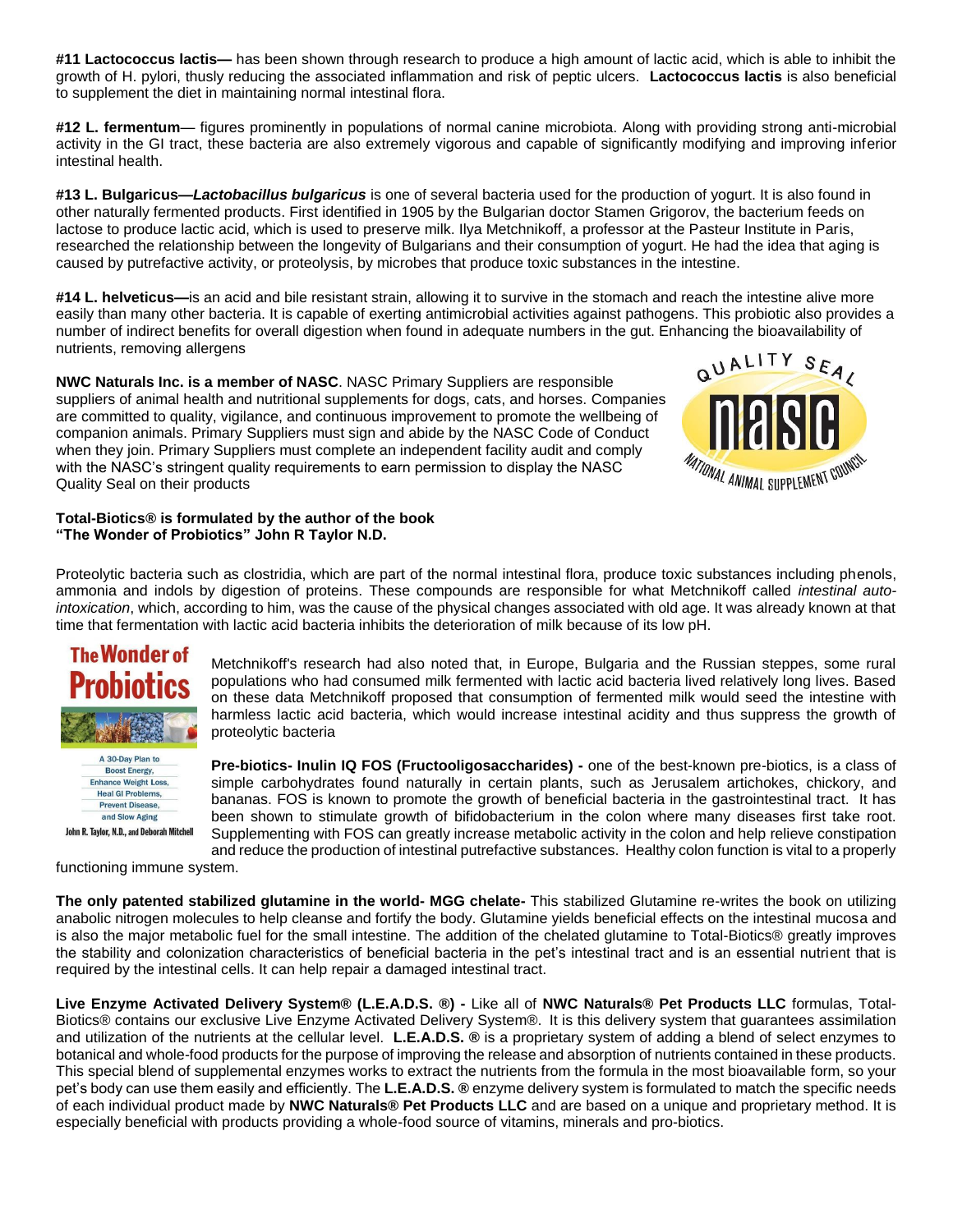**#11 Lactococcus lactis—** has been shown through research to produce a high amount of lactic acid, which is able to inhibit the growth of H. pylori, thusly reducing the associated inflammation and risk of peptic ulcers. **Lactococcus lactis** is also beneficial to supplement the diet in maintaining normal intestinal flora.

**#12 L. fermentum**— figures prominently in populations of normal canine microbiota. Along with providing strong anti-microbial activity in the GI tract, these bacteria are also extremely vigorous and capable of significantly modifying and improving inferior intestinal health.

**#13 L. Bulgaricus—*Lactobacillus bulgaricus*** is one of several bacteria used for the production of yogurt. It is also found in other naturally fermented products. First identified in 1905 by the Bulgarian doctor Stamen Grigorov, the bacterium feeds on lactose to produce lactic acid, which is used to preserve milk. Ilya Metchnikoff, a professor at the Pasteur Institute in Paris, researched the relationship between the longevity of Bulgarians and their consumption of yogurt. He had the idea that aging is caused by putrefactive activity, or proteolysis, by microbes that produce toxic substances in the intestine.

**#14 L. helveticus—**is an acid and bile resistant strain, allowing it to survive in the stomach and reach the intestine alive more easily than many other bacteria. It is capable of exerting antimicrobial activities against pathogens. This probiotic also provides a number of indirect benefits for overall digestion when found in adequate numbers in the gut. Enhancing the bioavailability of nutrients, removing allergens

**NWC Naturals Inc. is a member of NASC**. NASC Primary Suppliers are responsible suppliers of animal health and nutritional supplements for dogs, cats, and horses. Companies are committed to quality, vigilance, and continuous improvement to promote the wellbeing of companion animals. Primary Suppliers must sign and abide by the NASC Code of Conduct when they join. Primary Suppliers must complete an independent facility audit and comply with the NASC's stringent quality requirements to earn permission to display the NASC Quality Seal on their products

**Total-Biotics® is formulated by the author of the book "The Wonder of Probiotics" John R Taylor N.D.**

Proteolytic bacteria such as clostridia, which are part of the normal intestinal flora, produce toxic substances including phenols, ammonia and indols by digestion of proteins. These compounds are responsible for what Metchnikoff called *intestinal auto-intoxication*, which, according to him, was the cause of the physical changes associated with old age. It was already known at that time that fermentation with lactic acid bacteria inhibits the deterioration of milk because of its low pH.

Metchnikoff's research had also noted that, in Europe, Bulgaria and the Russian steppes, some rural populations who had consumed milk fermented with lactic acid bacteria lived relatively long lives. Based on these data Metchnikoff proposed that consumption of fermented milk would seed the intestine with harmless lactic acid bacteria, which would increase intestinal acidity and thus suppress the growth of proteolytic bacteria

**Pre-biotics- Inulin IQ FOS (Fructooligosaccharides) -** one of the best-known pre-biotics, is a class of simple carbohydrates found naturally in certain plants, such as Jerusalem artichokes, chickory, and bananas. FOS is known to promote the growth of beneficial bacteria in the gastrointestinal tract. It has been shown to stimulate growth of bifidobacterium in the colon where many diseases first take root. Supplementing with FOS can greatly increase metabolic activity in the colon and help relieve constipation and reduce the production of intestinal putrefactive substances. Healthy colon function is vital to a properly functioning immune system.

**The only patented stabilized glutamine in the world- MGG chelate-** This stabilized Glutamine re-writes the book on utilizing anabolic nitrogen molecules to help cleanse and fortify the body. Glutamine yields beneficial effects on the intestinal mucosa and is also the major metabolic fuel for the small intestine. The addition of the chelated glutamine to Total-Biotics® greatly improves the stability and colonization characteristics of beneficial bacteria in the pet's intestinal tract and is an essential nutrient that is required by the intestinal cells. It can help repair a damaged intestinal tract.

**Live Enzyme Activated Delivery System® (L.E.A.D.S. ®) -** Like all of **NWC Naturals® Pet Products LLC** formulas, Total-Biotics® contains our exclusive Live Enzyme Activated Delivery System®. It is this delivery system that guarantees assimilation and utilization of the nutrients at the cellular level. **L.E.A.D.S. ®** is a proprietary system of adding a blend of select enzymes to botanical and whole-food products for the purpose of improving the release and absorption of nutrients contained in these products. This special blend of supplemental enzymes works to extract the nutrients from the formula in the most bioavailable form, so your pet's body can use them easily and efficiently. The **L.E.A.D.S. ®** enzyme delivery system is formulated to match the specific needs of each individual product made by **NWC Naturals® Pet Products LLC** and are based on a unique and proprietary method. It is especially beneficial with products providing a whole-food source of vitamins, minerals and pro-biotics.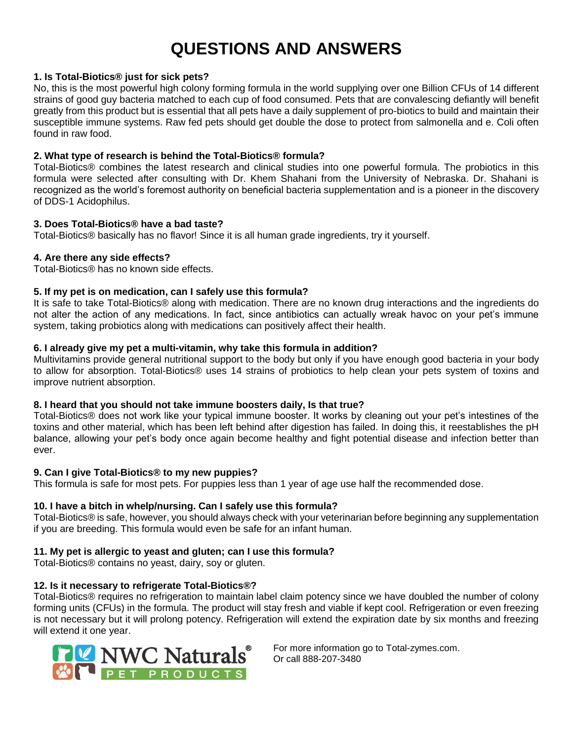# QUESTIONS AND ANSWERS

**1. Is Total-Biotics® just for sick pets?**

No, this is the most powerful high colony forming formula in the world supplying over one Billion CFUs of 14 different strains of good guy bacteria matched to each cup of food consumed. Pets that are convalescing defiantly will benefit greatly from this product but is essential that all pets have a daily supplement of pro-biotics to build and maintain their susceptible immune systems. Raw fed pets should get double the dose to protect from salmonella and e. Coli often found in raw food.

**2. What type of research is behind the Total-Biotics® formula?**

Total-Biotics® combines the latest research and clinical studies into one powerful formula. The probiotics in this formula were selected after consulting with Dr. Khem Shahani from the University of Nebraska. Dr. Shahani is recognized as the world's foremost authority on beneficial bacteria supplementation and is a pioneer in the discovery of DDS-1 Acidophilus.

**3. Does Total-Biotics® have a bad taste?**

Total-Biotics® basically has no flavor! Since it is all human grade ingredients, try it yourself.

**4. Are there any side effects?**

Total-Biotics® has no known side effects.

**5. If my pet is on medication, can I safely use this formula?**

It is safe to take Total-Biotics® along with medication. There are no known drug interactions and the ingredients do not alter the action of any medications. In fact, since antibiotics can actually wreak havoc on your pet's immune system, taking probiotics along with medications can positively affect their health.

**6. I already give my pet a multi-vitamin, why take this formula in addition?**

Multivitamins provide general nutritional support to the body but only if you have enough good bacteria in your body to allow for absorption. Total-Biotics® uses 14 strains of probiotics to help clean your pets system of toxins and improve nutrient absorption.

**8. I heard that you should not take immune boosters daily, Is that true?**

Total-Biotics® does not work like your typical immune booster. It works by cleaning out your pet's intestines of the toxins and other material, which has been left behind after digestion has failed. In doing this, it reestablishes the pH balance, allowing your pet's body once again become healthy and fight potential disease and infection better than ever.

**9. Can I give Total-Biotics® to my new puppies?**

This formula is safe for most pets. For puppies less than 1 year of age use half the recommended dose.

**10. I have a bitch in whelp/nursing. Can I safely use this formula?**

Total-Biotics® is safe, however, you should always check with your veterinarian before beginning any supplementation if you are breeding. This formula would even be safe for an infant human.

**11. My pet is allergic to yeast and gluten; can I use this formula?**

Total-Biotics® contains no yeast, dairy, soy or gluten.

**12. Is it necessary to refrigerate Total-Biotics®?**

Total-Biotics® requires no refrigeration to maintain label claim potency since we have doubled the number of colony forming units (CFUs) in the formula. The product will stay fresh and viable if kept cool. Refrigeration or even freezing is not necessary but it will prolong potency. Refrigeration will extend the expiration date by six months and freezing will extend it one year.

NWC Naturals® PET PRODUCTS

For more information go to Total-zymes.com.
Or call 888-207-3480